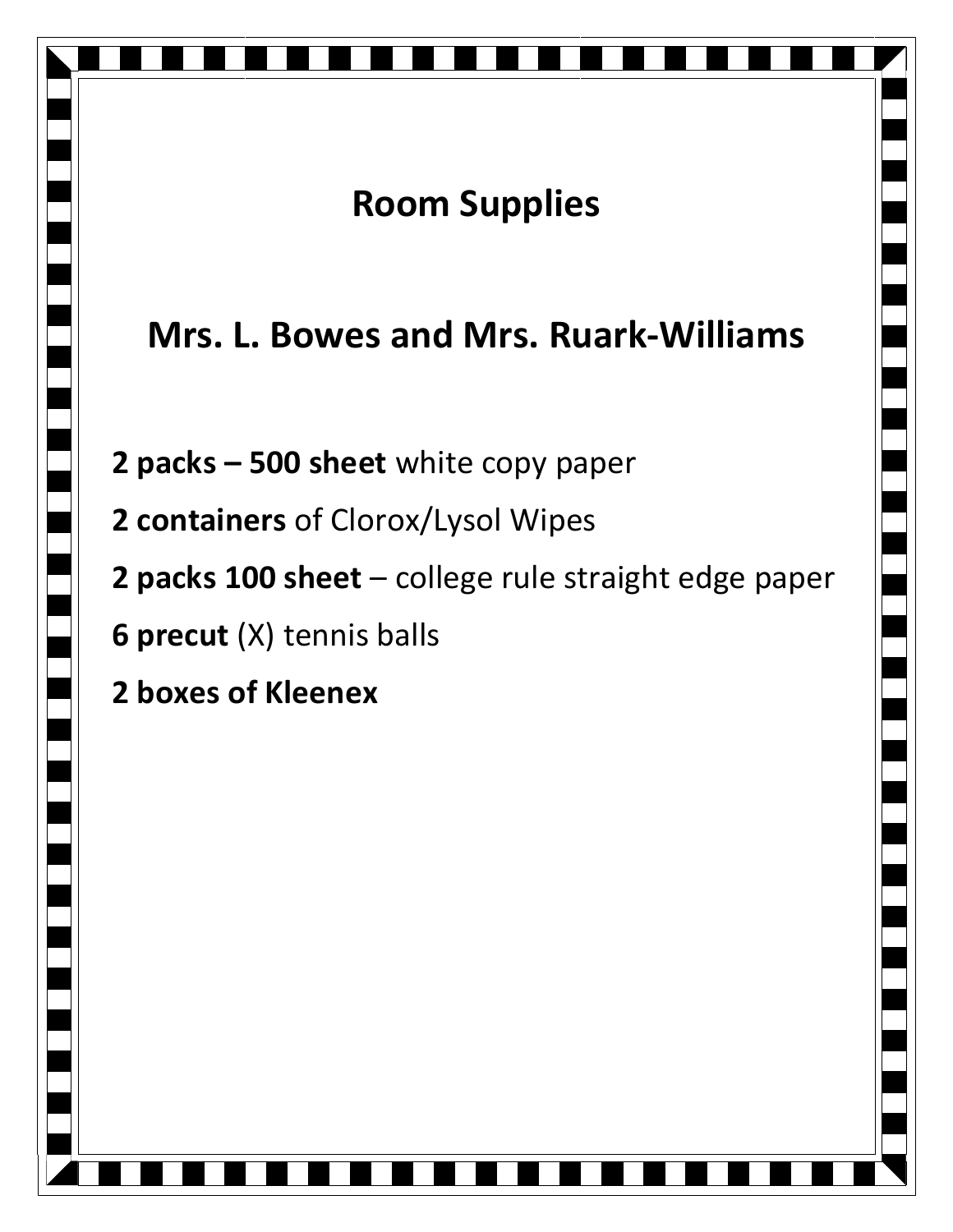# Room Supplies

## Mrs. L. Bowes and Mrs. Ruark-Williams

**2 packs – 500 sheet** white copy paper

**2 containers** of Clorox/Lysol Wipes

**2 packs 100 sheet** – college rule straight edge paper

**6 precut** (X) tennis balls

**2 boxes of Kleenex**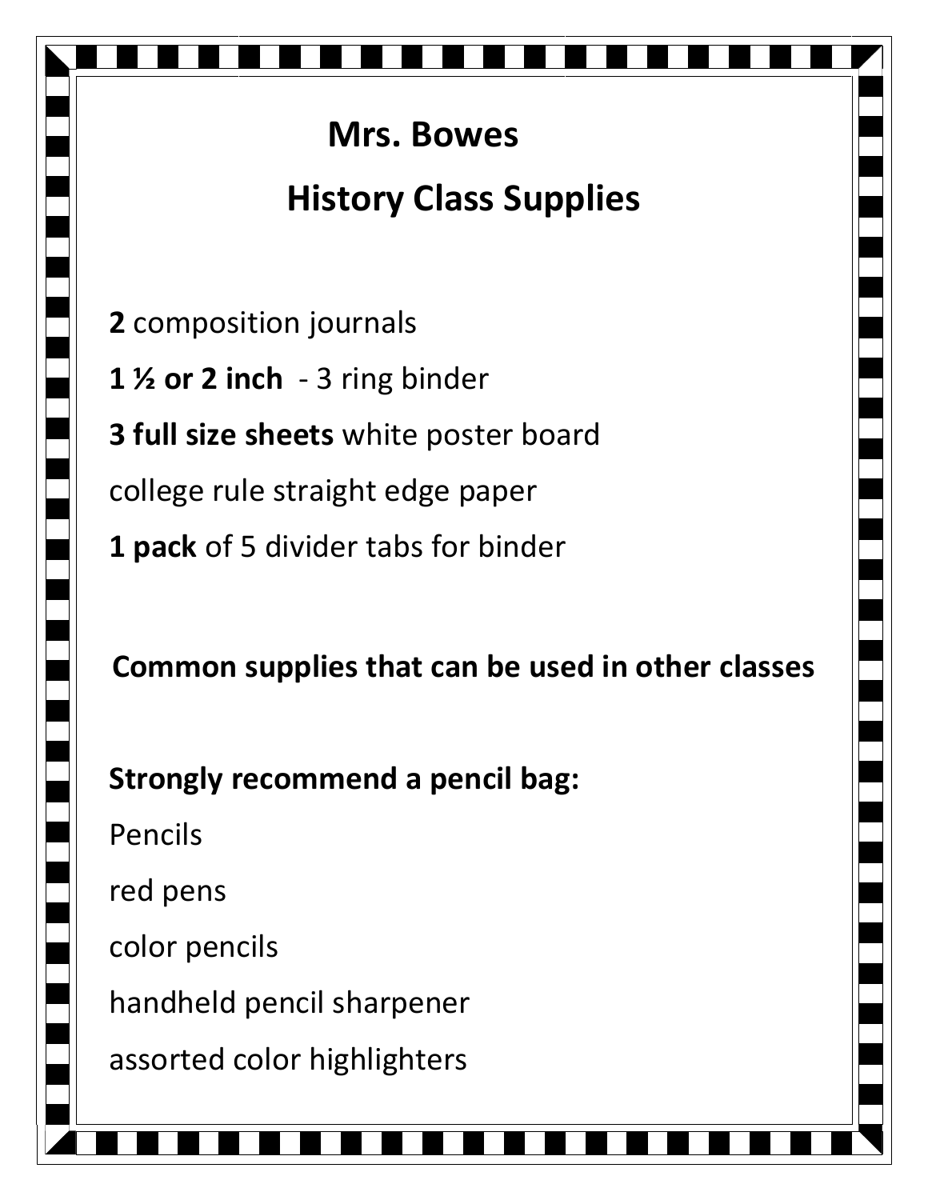# Mrs. Bowes

## History Class Supplies

**2** composition journals

**1 ½ or 2 inch** - 3 ring binder

**3 full size sheets** white poster board

college rule straight edge paper

**1 pack** of 5 divider tabs for binder

**Common supplies that can be used in other classes**

**Strongly recommend a pencil bag:**

Pencils

red pens

color pencils

handheld pencil sharpener

assorted color highlighters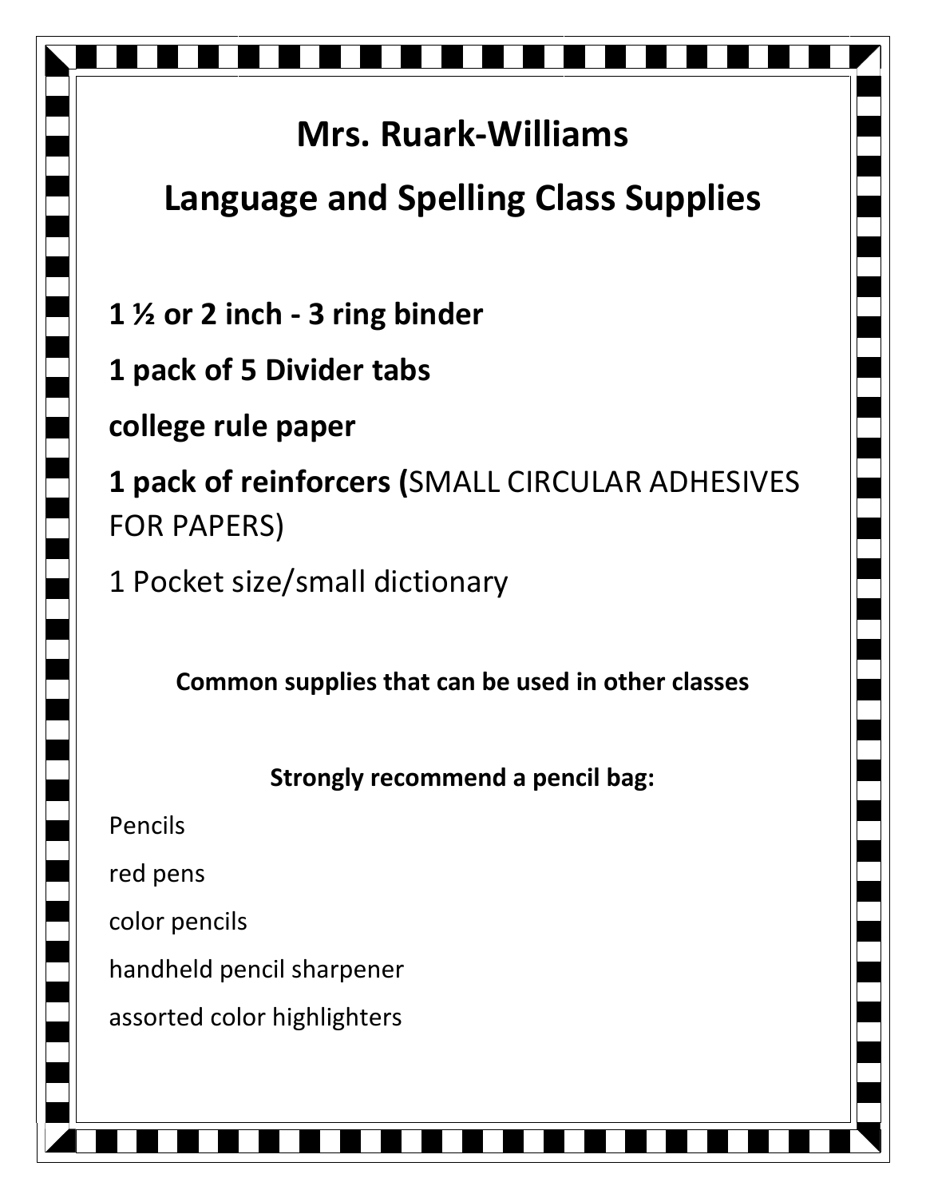# Mrs. Ruark-Williams

# Language and Spelling Class Supplies

**1 ½ or 2 inch - 3 ring binder**

**1 pack of 5 Divider tabs**

**college rule paper**

**1 pack of reinforcers (**SMALL CIRCULAR ADHESIVES FOR PAPERS)

1 Pocket size/small dictionary

**Common supplies that can be used in other classes**

**Strongly recommend a pencil bag:**

Pencils

red pens

color pencils

handheld pencil sharpener

assorted color highlighters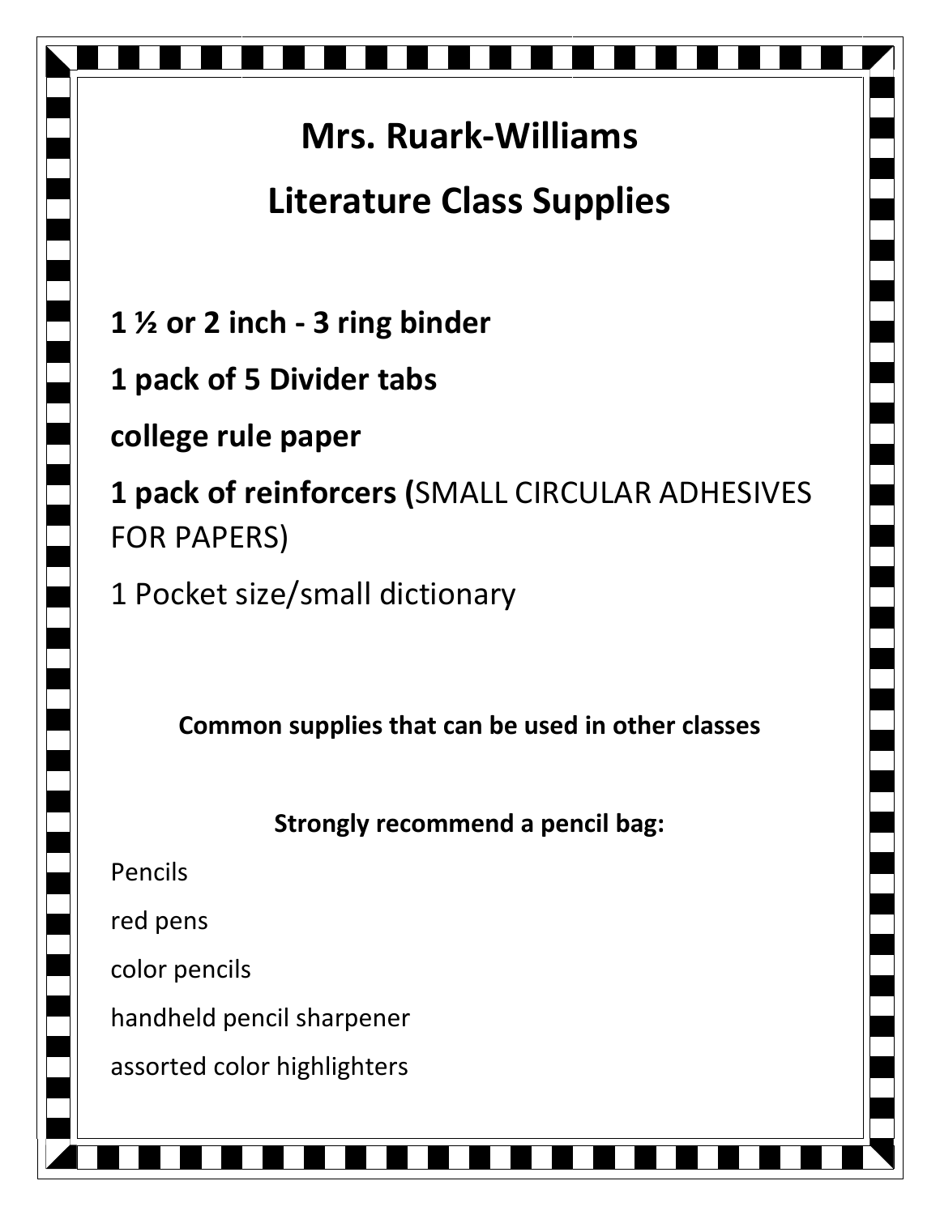# Mrs. Ruark-Williams

# Literature Class Supplies

**1 ½ or 2 inch - 3 ring binder**

**1 pack of 5 Divider tabs**

**college rule paper**

**1 pack of reinforcers (**SMALL CIRCULAR ADHESIVES FOR PAPERS)

1 Pocket size/small dictionary

**Common supplies that can be used in other classes**

**Strongly recommend a pencil bag:**

Pencils

red pens

color pencils

handheld pencil sharpener

assorted color highlighters